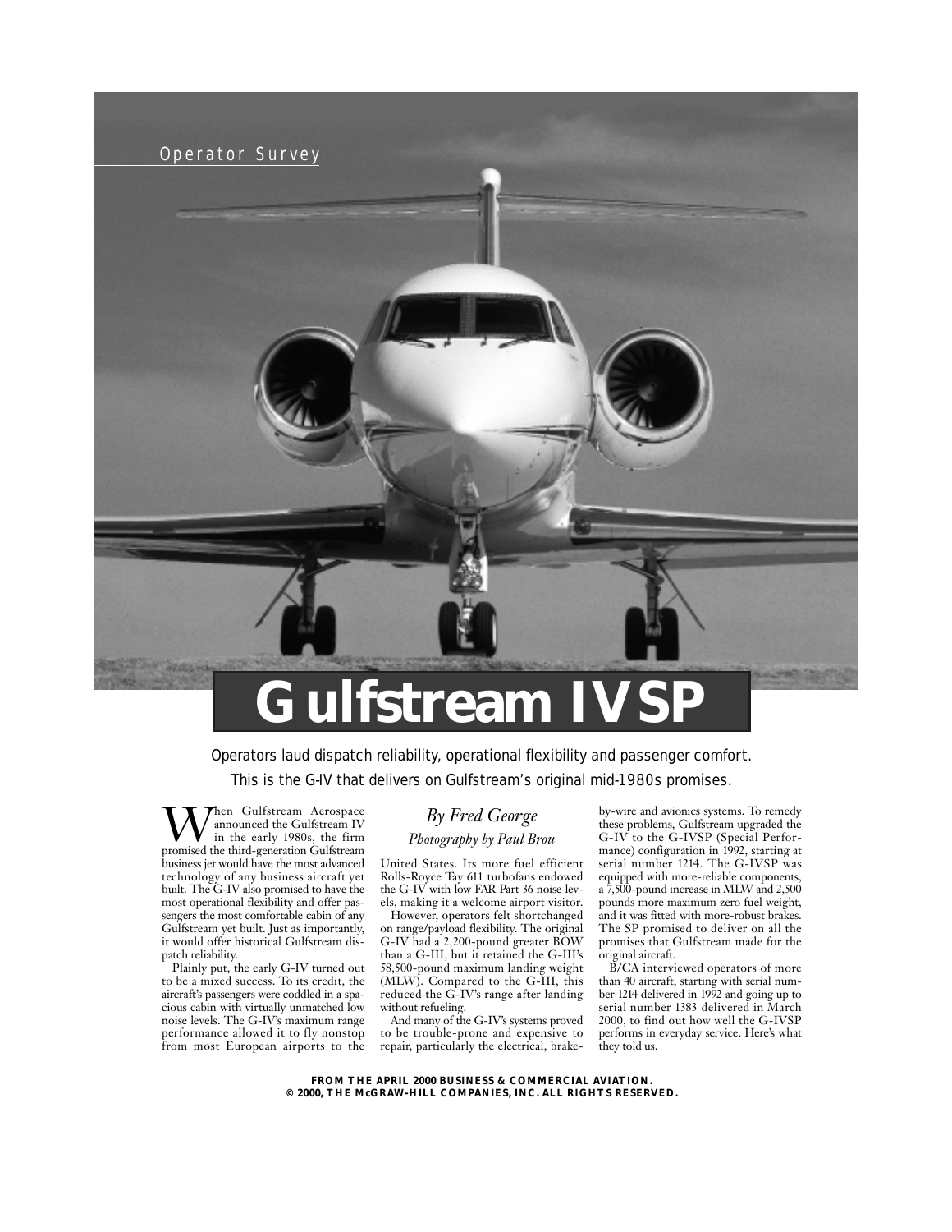Operator Survey

# Gulfstream IVSP

Operators laud dispatch reliability, operational flexibility and passenger comfort. This is the G-IV that delivers on Gulfstream's original mid-1980s promises.

*By Fred George*

*Photography by Paul Brou*

When Gulfstream Aerospace announced the Gulfstream IV in the early 1980s, the firm promised the third-generation Gulfstream business jet would have the most advanced technology of any business aircraft yet built. The G-IV also promised to have the most operational flexibility and offer passengers the most comfortable cabin of any Gulfstream yet built. Just as importantly, it would offer historical Gulfstream dispatch reliability.

Plainly put, the early G-IV turned out to be a mixed success. To its credit, the aircraft's passengers were coddled in a spacious cabin with virtually unmatched low noise levels. The G-IV's maximum range performance allowed it to fly nonstop from most European airports to the United States. Its more fuel efficient Rolls-Royce Tay 611 turbofans endowed the G-IV with low FAR Part 36 noise levels, making it a welcome airport visitor.

However, operators felt shortchanged on range/payload flexibility. The original G-IV had a 2,200-pound greater BOW than a G-III, but it retained the G-III's 58,500-pound maximum landing weight (MLW). Compared to the G-III, this reduced the G-IV's range after landing without refueling.

And many of the G-IV's systems proved to be trouble-prone and expensive to repair, particularly the electrical, brake-by-wire and avionics systems. To remedy these problems, Gulfstream upgraded the G-IV to the G-IVSP (Special Performance) configuration in 1992, starting at serial number 1214. The G-IVSP was equipped with more-reliable components, a 7,500-pound increase in MLW and 2,500 pounds more maximum zero fuel weight, and it was fitted with more-robust brakes. The SP promised to deliver on all the promises that Gulfstream made for the original aircraft.

B/CA interviewed operators of more than 40 aircraft, starting with serial number 1214 delivered in 1992 and going up to serial number 1383 delivered in March 2000, to find out how well the G-IVSP performs in everyday service. Here's what they told us.

**FROM THE APRIL 2000 BUSINESS & COMMERCIAL AVIATION.**
**© 2000, THE McGRAW-HILL COMPANIES, INC. ALL RIGHTS RESERVED.**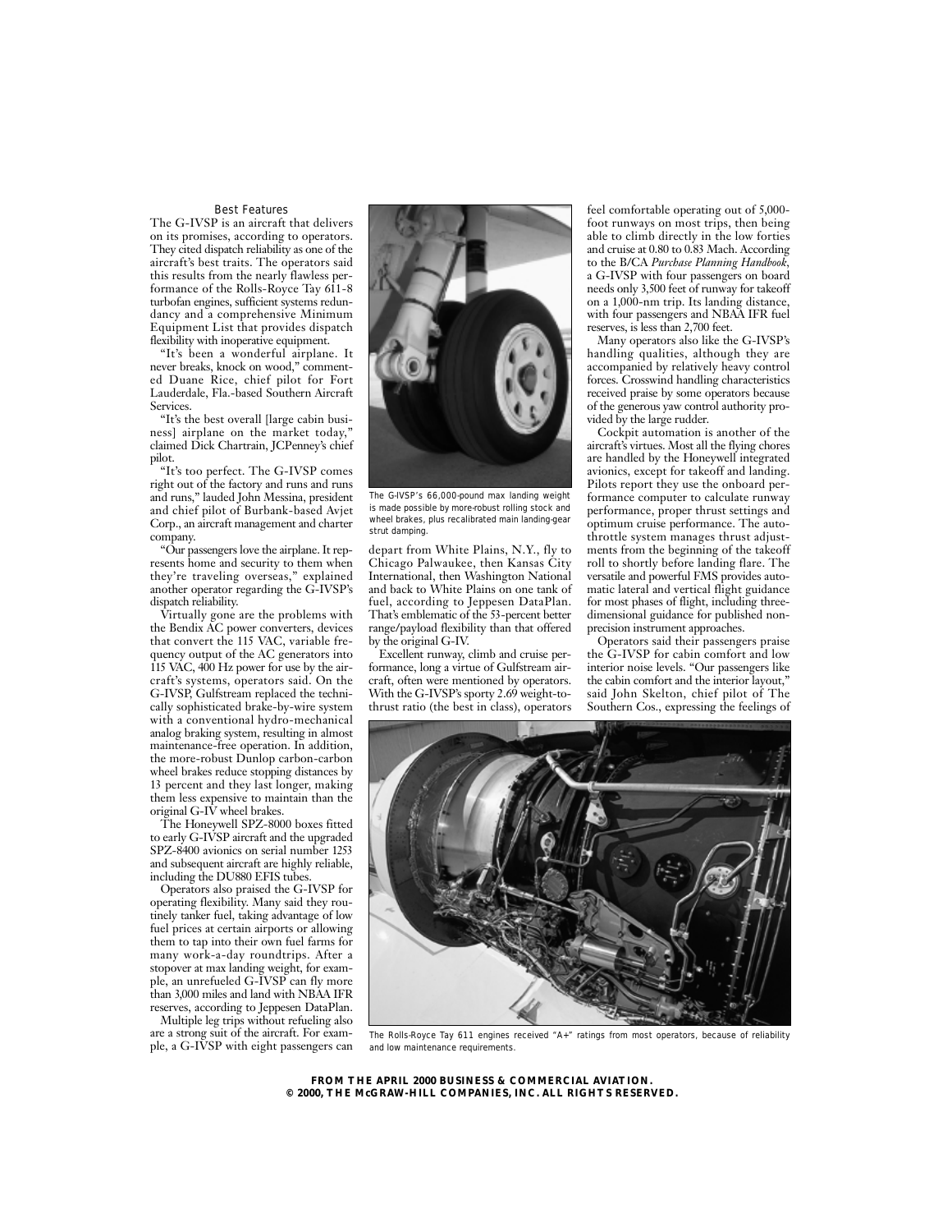### Best Features

The G-IVSP is an aircraft that delivers on its promises, according to operators. They cited dispatch reliability as one of the aircraft's best traits. The operators said this results from the nearly flawless performance of the Rolls-Royce Tay 611-8 turbofan engines, sufficient systems redundancy and a comprehensive Minimum Equipment List that provides dispatch flexibility with inoperative equipment.

"It's been a wonderful airplane. It never breaks, knock on wood," commented Duane Rice, chief pilot for Fort Lauderdale, Fla.-based Southern Aircraft Services.

"It's the best overall [large cabin business] airplane on the market today," claimed Dick Chartrain, JCPenney's chief pilot.

"It's too perfect. The G-IVSP comes right out of the factory and runs and runs and runs," lauded John Messina, president and chief pilot of Burbank-based Avjet Corp., an aircraft management and charter company.

"Our passengers love the airplane. It represents home and security to them when they're traveling overseas," explained another operator regarding the G-IVSP's dispatch reliability.

Virtually gone are the problems with the Bendix AC power converters, devices that convert the 115 VAC, variable frequency output of the AC generators into 115 VAC, 400 Hz power for use by the aircraft's systems, operators said. On the G-IVSP, Gulfstream replaced the technically sophisticated brake-by-wire system with a conventional hydro-mechanical analog braking system, resulting in almost maintenance-free operation. In addition, the more-robust Dunlop carbon-carbon wheel brakes reduce stopping distances by 13 percent and they last longer, making them less expensive to maintain than the original G-IV wheel brakes.

The Honeywell SPZ-8000 boxes fitted to early G-IVSP aircraft and the upgraded SPZ-8400 avionics on serial number 1253 and subsequent aircraft are highly reliable, including the DU880 EFIS tubes.

Operators also praised the G-IVSP for operating flexibility. Many said they routinely tanker fuel, taking advantage of low fuel prices at certain airports or allowing them to tap into their own fuel farms for many work-a-day roundtrips. After a stopover at max landing weight, for example, an unrefueled G-IVSP can fly more than 3,000 miles and land with NBAA IFR reserves, according to Jeppesen DataPlan.

Multiple leg trips without refueling also are a strong suit of the aircraft. For example, a G-IVSP with eight passengers can depart from White Plains, N.Y., fly to Chicago Palwaukee, then Kansas City International, then Washington National and back to White Plains on one tank of fuel, according to Jeppesen DataPlan. That's emblematic of the 53-percent better range/payload flexibility than that offered by the original G-IV.

The G-IVSP's 66,000-pound max landing weight is made possible by more-robust rolling stock and wheel brakes, plus recalibrated main landing-gear strut damping.

Excellent runway, climb and cruise performance, long a virtue of Gulfstream aircraft, often were mentioned by operators. With the G-IVSP's sporty 2.69 weight-to-thrust ratio (the best in class), operators feel comfortable operating out of 5,000-foot runways on most trips, then being able to climb directly in the low forties and cruise at 0.80 to 0.83 Mach. According to the B/CA *Purchase Planning Handbook*, a G-IVSP with four passengers on board needs only 3,500 feet of runway for takeoff on a 1,000-nm trip. Its landing distance, with four passengers and NBAA IFR fuel reserves, is less than 2,700 feet.

Many operators also like the G-IVSP's handling qualities, although they are accompanied by relatively heavy control forces. Crosswind handling characteristics received praise by some operators because of the generous yaw control authority provided by the large rudder.

Cockpit automation is another of the aircraft's virtues. Most all the flying chores are handled by the Honeywell integrated avionics, except for takeoff and landing. Pilots report they use the onboard performance computer to calculate runway performance, proper thrust settings and optimum cruise performance. The autothrottle system manages thrust adjustments from the beginning of the takeoff roll to shortly before landing flare. The versatile and powerful FMS provides automatic lateral and vertical flight guidance for most phases of flight, including three-dimensional guidance for published non-precision instrument approaches.

Operators said their passengers praise the G-IVSP for cabin comfort and low interior noise levels. "Our passengers like the cabin comfort and the interior layout," said John Skelton, chief pilot of The Southern Cos., expressing the feelings of

The Rolls-Royce Tay 611 engines received "A+" ratings from most operators, because of reliability and low maintenance requirements.

**FROM THE APRIL 2000 BUSINESS & COMMERCIAL AVIATION.**
**© 2000, THE McGRAW-HILL COMPANIES, INC. ALL RIGHTS RESERVED.**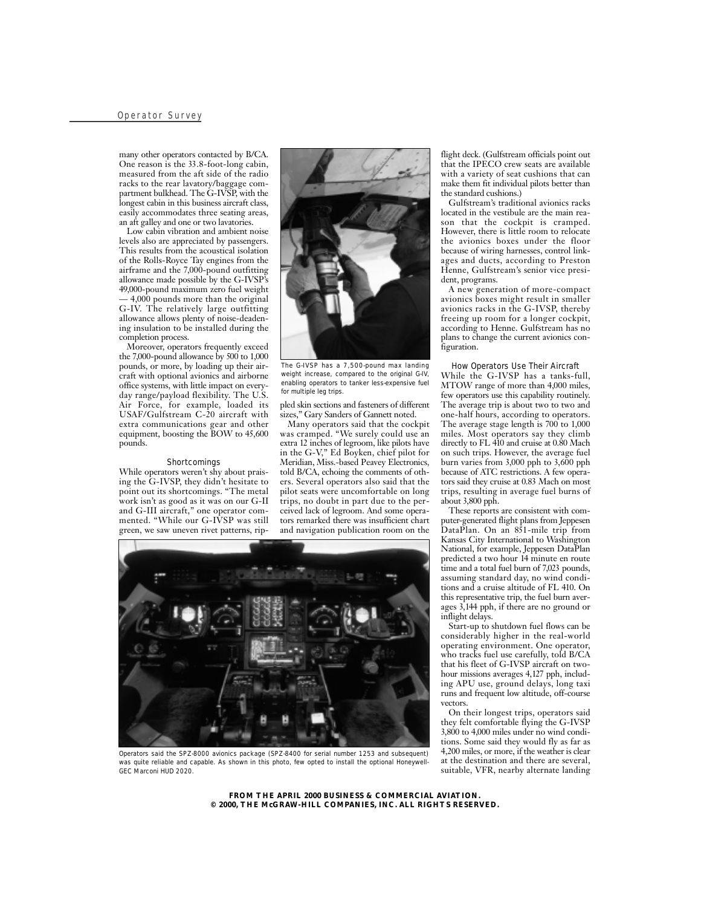many other operators contacted by B/CA. One reason is the 33.8-foot-long cabin, measured from the aft side of the radio racks to the rear lavatory/baggage compartment bulkhead. The G-IVSP, with the longest cabin in this business aircraft class, easily accommodates three seating areas, an aft galley and one or two lavatories.

Low cabin vibration and ambient noise levels also are appreciated by passengers. This results from the acoustical isolation of the Rolls-Royce Tay engines from the airframe and the 7,000-pound outfitting allowance made possible by the G-IVSP's 49,000-pound maximum zero fuel weight — 4,000 pounds more than the original G-IV. The relatively large outfitting allowance allows plenty of noise-deadening insulation to be installed during the completion process.

Moreover, operators frequently exceed the 7,000-pound allowance by 500 to 1,000 pounds, or more, by loading up their aircraft with optional avionics and airborne office systems, with little impact on everyday range/payload flexibility. The U.S. Air Force, for example, loaded its USAF/Gulfstream C-20 aircraft with extra communications gear and other equipment, boosting the BOW to 45,600 pounds.

### Shortcomings

While operators weren't shy about praising the G-IVSP, they didn't hesitate to point out its shortcomings. "The metal work isn't as good as it was on our G-II and G-III aircraft," one operator commented. "While our G-IVSP was still green, we saw uneven rivet patterns, rippled skin sections and fasteners of different sizes," Gary Sanders of Gannett noted.

The G-IVSP has a 7,500-pound max landing weight increase, compared to the original G-IV, enabling operators to tanker less-expensive fuel for multiple leg trips.

Many operators said that the cockpit was cramped. "We surely could use an extra 12 inches of legroom, like pilots have in the G-V," Ed Boyken, chief pilot for Meridian, Miss.-based Peavey Electronics, told B/CA, echoing the comments of others. Several operators also said that the pilot seats were uncomfortable on long trips, no doubt in part due to the perceived lack of legroom. And some operators remarked there was insufficient chart and navigation publication room on the flight deck. (Gulfstream officials point out that the IPECO crew seats are available with a variety of seat cushions that can make them fit individual pilots better than the standard cushions.)

Gulfstream's traditional avionics racks located in the vestibule are the main reason that the cockpit is cramped. However, there is little room to relocate the avionics boxes under the floor because of wiring harnesses, control linkages and ducts, according to Preston Henne, Gulfstream's senior vice president, programs.

A new generation of more-compact avionics boxes might result in smaller avionics racks in the G-IVSP, thereby freeing up room for a longer cockpit, according to Henne. Gulfstream has no plans to change the current avionics configuration.

Operators said the SPZ-8000 avionics package (SPZ-8400 for serial number 1253 and subsequent) was quite reliable and capable. As shown in this photo, few opted to install the optional Honeywell-GEC Marconi HUD 2020.

### How Operators Use Their Aircraft

While the G-IVSP has a tanks-full, MTOW range of more than 4,000 miles, few operators use this capability routinely. The average trip is about two to two and one-half hours, according to operators. The average stage length is 700 to 1,000 miles. Most operators say they climb directly to FL 410 and cruise at 0.80 Mach on such trips. However, the average fuel burn varies from 3,000 pph to 3,600 pph because of ATC restrictions. A few operators said they cruise at 0.83 Mach on most trips, resulting in average fuel burns of about 3,800 pph.

These reports are consistent with computer-generated flight plans from Jeppesen DataPlan. On an 851-mile trip from Kansas City International to Washington National, for example, Jeppesen DataPlan predicted a two hour 14 minute en route time and a total fuel burn of 7,023 pounds, assuming standard day, no wind conditions and a cruise altitude of FL 410. On this representative trip, the fuel burn averages 3,144 pph, if there are no ground or inflight delays.

Start-up to shutdown fuel flows can be considerably higher in the real-world operating environment. One operator, who tracks fuel use carefully, told B/CA that his fleet of G-IVSP aircraft on two-hour missions averages 4,127 pph, including APU use, ground delays, long taxi runs and frequent low altitude, off-course vectors.

On their longest trips, operators said they felt comfortable flying the G-IVSP 3,800 to 4,000 miles under no wind conditions. Some said they would fly as far as 4,200 miles, or more, if the weather is clear at the destination and there are several, suitable, VFR, nearby alternate landing

**FROM THE APRIL 2000 BUSINESS & COMMERCIAL AVIATION.**
**© 2000, THE McGRAW-HILL COMPANIES, INC. ALL RIGHTS RESERVED.**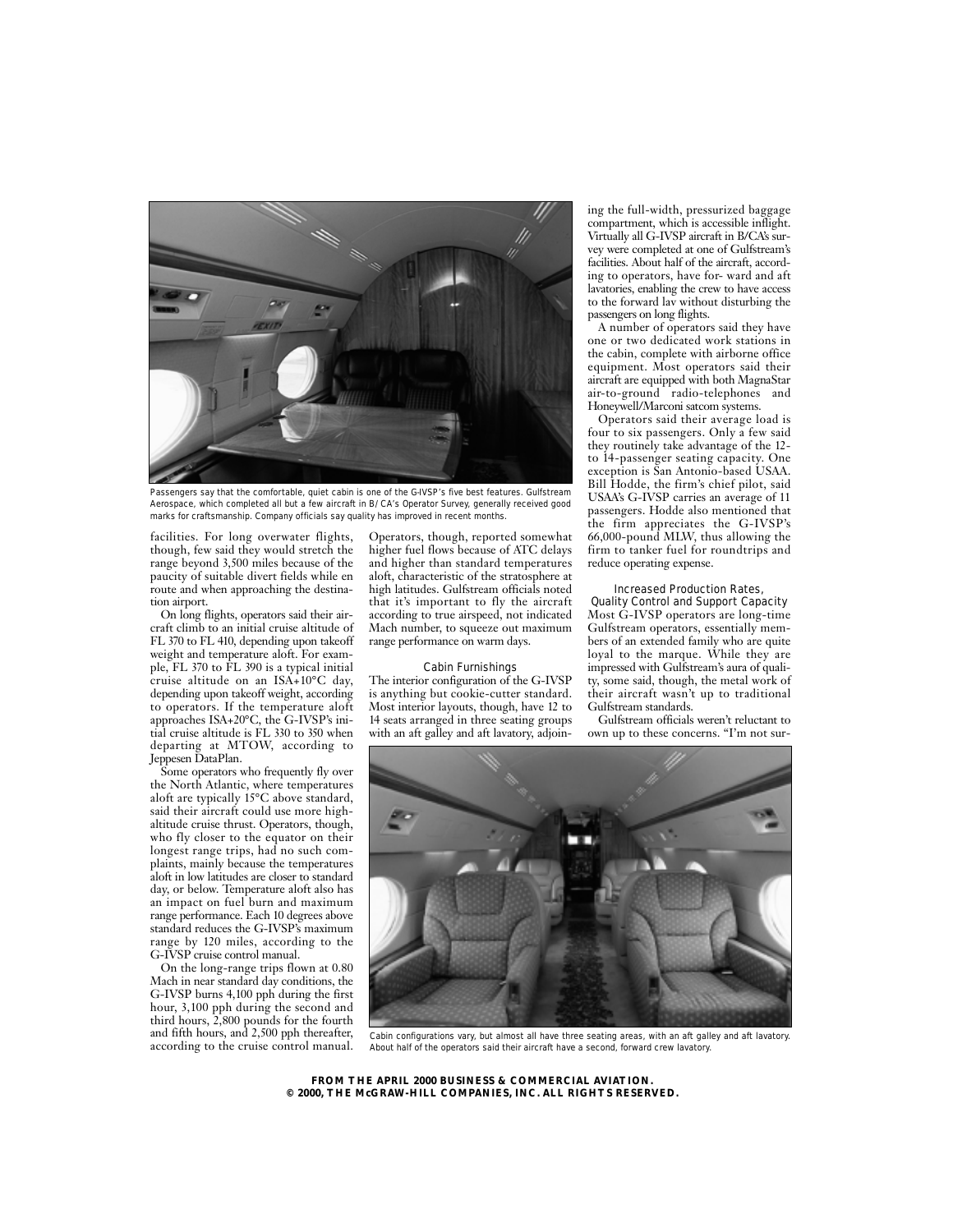Passengers say that the comfortable, quiet cabin is one of the G-IVSP's five best features. Gulfstream Aerospace, which completed all but a few aircraft in B/CA's Operator Survey, generally received good marks for craftsmanship. Company officials say quality has improved in recent months.

facilities. For long overwater flights, though, few said they would stretch the range beyond 3,500 miles because of the paucity of suitable divert fields while en route and when approaching the destination airport.

On long flights, operators said their aircraft climb to an initial cruise altitude of FL 370 to FL 410, depending upon takeoff weight and temperature aloft. For example, FL 370 to FL 390 is a typical initial cruise altitude on an ISA+10°C day, depending upon takeoff weight, according to operators. If the temperature aloft approaches ISA+20°C, the G-IVSP's initial cruise altitude is FL 330 to 350 when departing at MTOW, according to Jeppesen DataPlan.

Some operators who frequently fly over the North Atlantic, where temperatures aloft are typically 15°C above standard, said their aircraft could use more high-altitude cruise thrust. Operators, though, who fly closer to the equator on their longest range trips, had no such complaints, mainly because the temperatures aloft in low latitudes are closer to standard day, or below. Temperature aloft also has an impact on fuel burn and maximum range performance. Each 10 degrees above standard reduces the G-IVSP's maximum range by 120 miles, according to the G-IVSP cruise control manual.

On the long-range trips flown at 0.80 Mach in near standard day conditions, the G-IVSP burns 4,100 pph during the first hour, 3,100 pph during the second and third hours, 2,800 pounds for the fourth and fifth hours, and 2,500 pph thereafter, according to the cruise control manual. Operators, though, reported somewhat higher fuel flows because of ATC delays and higher than standard temperatures aloft, characteristic of the stratosphere at high latitudes. Gulfstream officials noted that it's important to fly the aircraft according to true airspeed, not indicated Mach number, to squeeze out maximum range performance on warm days.

### Cabin Furnishings

The interior configuration of the G-IVSP is anything but cookie-cutter standard. Most interior layouts, though, have 12 to 14 seats arranged in three seating groups with an aft galley and aft lavatory, adjoining the full-width, pressurized baggage compartment, which is accessible inflight. Virtually all G-IVSP aircraft in B/CA's survey were completed at one of Gulfstream's facilities. About half of the aircraft, according to operators, have for- ward and aft lavatories, enabling the crew to have access to the forward lav without disturbing the passengers on long flights.

A number of operators said they have one or two dedicated work stations in the cabin, complete with airborne office equipment. Most operators said their aircraft are equipped with both MagnaStar air-to-ground radio-telephones and Honeywell/Marconi satcom systems.

Operators said their average load is four to six passengers. Only a few said they routinely take advantage of the 12- to 14-passenger seating capacity. One exception is San Antonio-based USAA. Bill Hodde, the firm's chief pilot, said USAA's G-IVSP carries an average of 11 passengers. Hodde also mentioned that the firm appreciates the G-IVSP's 66,000-pound MLW, thus allowing the firm to tanker fuel for roundtrips and reduce operating expense.

### Increased Production Rates, Quality Control and Support Capacity

Most G-IVSP operators are long-time Gulfstream operators, essentially members of an extended family who are quite loyal to the marque. While they are impressed with Gulfstream's aura of quality, some said, though, the metal work of their aircraft wasn't up to traditional Gulfstream standards.

Gulfstream officials weren't reluctant to own up to these concerns. "I'm not sur-

Cabin configurations vary, but almost all have three seating areas, with an aft galley and aft lavatory. About half of the operators said their aircraft have a second, forward crew lavatory.

**FROM THE APRIL 2000 BUSINESS & COMMERCIAL AVIATION.**
**© 2000, THE McGRAW-HILL COMPANIES, INC. ALL RIGHTS RESERVED.**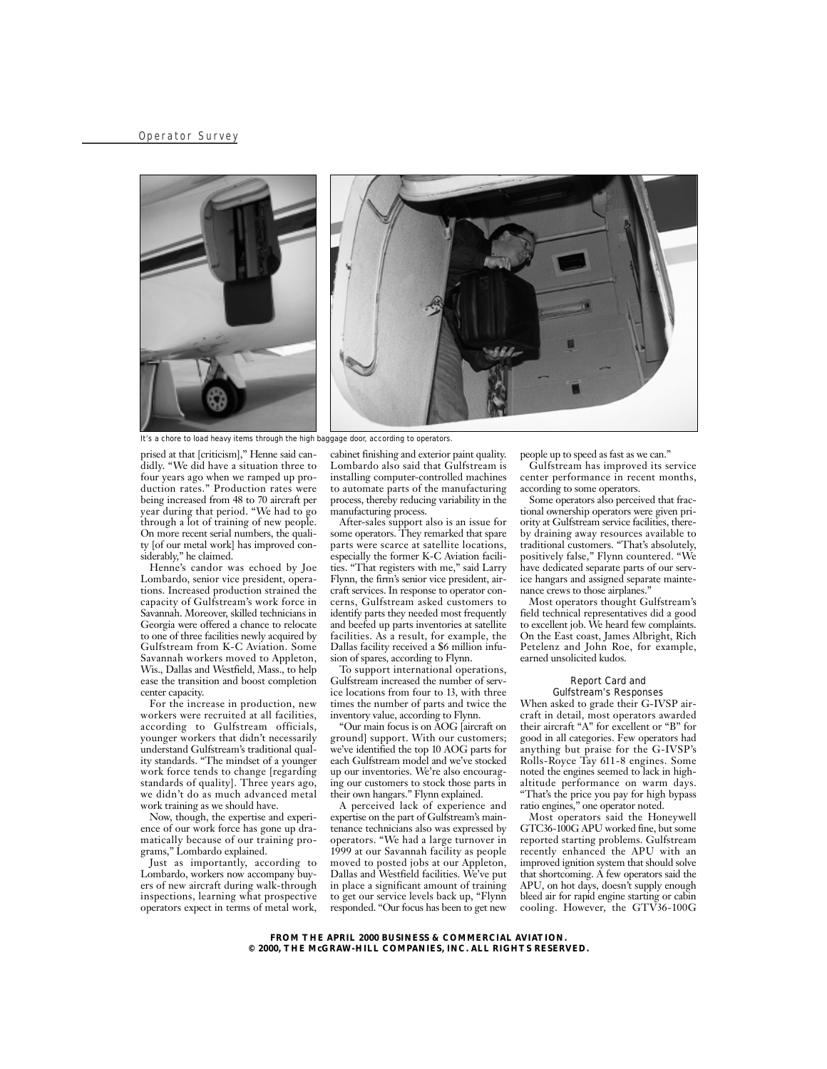It's a chore to load heavy items through the high baggage door, according to operators.

prised at that [criticism]," Henne said candidly. "We did have a situation three to four years ago when we ramped up production rates." Production rates were being increased from 48 to 70 aircraft per year during that period. "We had to go through a lot of training of new people. On more recent serial numbers, the quality [of our metal work] has improved considerably," he claimed.

Henne's candor was echoed by Joe Lombardo, senior vice president, operations. Increased production strained the capacity of Gulfstream's work force in Savannah. Moreover, skilled technicians in Georgia were offered a chance to relocate to one of three facilities newly acquired by Gulfstream from K-C Aviation. Some Savannah workers moved to Appleton, Wis., Dallas and Westfield, Mass., to help ease the transition and boost completion center capacity.

For the increase in production, new workers were recruited at all facilities, according to Gulfstream officials, younger workers that didn't necessarily understand Gulfstream's traditional quality standards. "The mindset of a younger work force tends to change [regarding standards of quality]. Three years ago, we didn't do as much advanced metal work training as we should have.

Now, though, the expertise and experience of our work force has gone up dramatically because of our training programs," Lombardo explained.

Just as importantly, according to Lombardo, workers now accompany buyers of new aircraft during walk-through inspections, learning what prospective operators expect in terms of metal work, cabinet finishing and exterior paint quality. Lombardo also said that Gulfstream is installing computer-controlled machines to automate parts of the manufacturing process, thereby reducing variability in the manufacturing process.

After-sales support also is an issue for some operators. They remarked that spare parts were scarce at satellite locations, especially the former K-C Aviation facilities. "That registers with me," said Larry Flynn, the firm's senior vice president, aircraft services. In response to operator concerns, Gulfstream asked customers to identify parts they needed most frequently and beefed up parts inventories at satellite facilities. As a result, for example, the Dallas facility received a $6 million infusion of spares, according to Flynn.

To support international operations, Gulfstream increased the number of service locations from four to 13, with three times the number of parts and twice the inventory value, according to Flynn.

"Our main focus is on AOG [aircraft on ground] support. With our customers; we've identified the top 10 AOG parts for each Gulfstream model and we've stocked up our inventories. We're also encouraging our customers to stock those parts in their own hangars." Flynn explained.

A perceived lack of experience and expertise on the part of Gulfstream's maintenance technicians also was expressed by operators. "We had a large turnover in 1999 at our Savannah facility as people moved to posted jobs at our Appleton, Dallas and Westfield facilities. We've put in place a significant amount of training to get our service levels back up, "Flynn responded. "Our focus has been to get new people up to speed as fast as we can."

Gulfstream has improved its service center performance in recent months, according to some operators.

Some operators also perceived that fractional ownership operators were given priority at Gulfstream service facilities, thereby draining away resources available to traditional customers. "That's absolutely, positively false," Flynn countered. "We have dedicated separate parts of our service hangars and assigned separate maintenance crews to those airplanes."

Most operators thought Gulfstream's field technical representatives did a good to excellent job. We heard few complaints. On the East coast, James Albright, Rich Petelenz and John Roe, for example, earned unsolicited kudos.

### Report Card and Gulfstream's Responses

When asked to grade their G-IVSP aircraft in detail, most operators awarded their aircraft "A" for excellent or "B" for good in all categories. Few operators had anything but praise for the G-IVSP's Rolls-Royce Tay 611-8 engines. Some noted the engines seemed to lack in high-altitude performance on warm days. "That's the price you pay for high bypass ratio engines," one operator noted.

Most operators said the Honeywell GTC36-100G APU worked fine, but some reported starting problems. Gulfstream recently enhanced the APU with an improved ignition system that should solve that shortcoming. A few operators said the APU, on hot days, doesn't supply enough bleed air for rapid engine starting or cabin cooling. However, the GTV36-100G

**FROM THE APRIL 2000 BUSINESS & COMMERCIAL AVIATION.**
**© 2000, THE McGRAW-HILL COMPANIES, INC. ALL RIGHTS RESERVED.**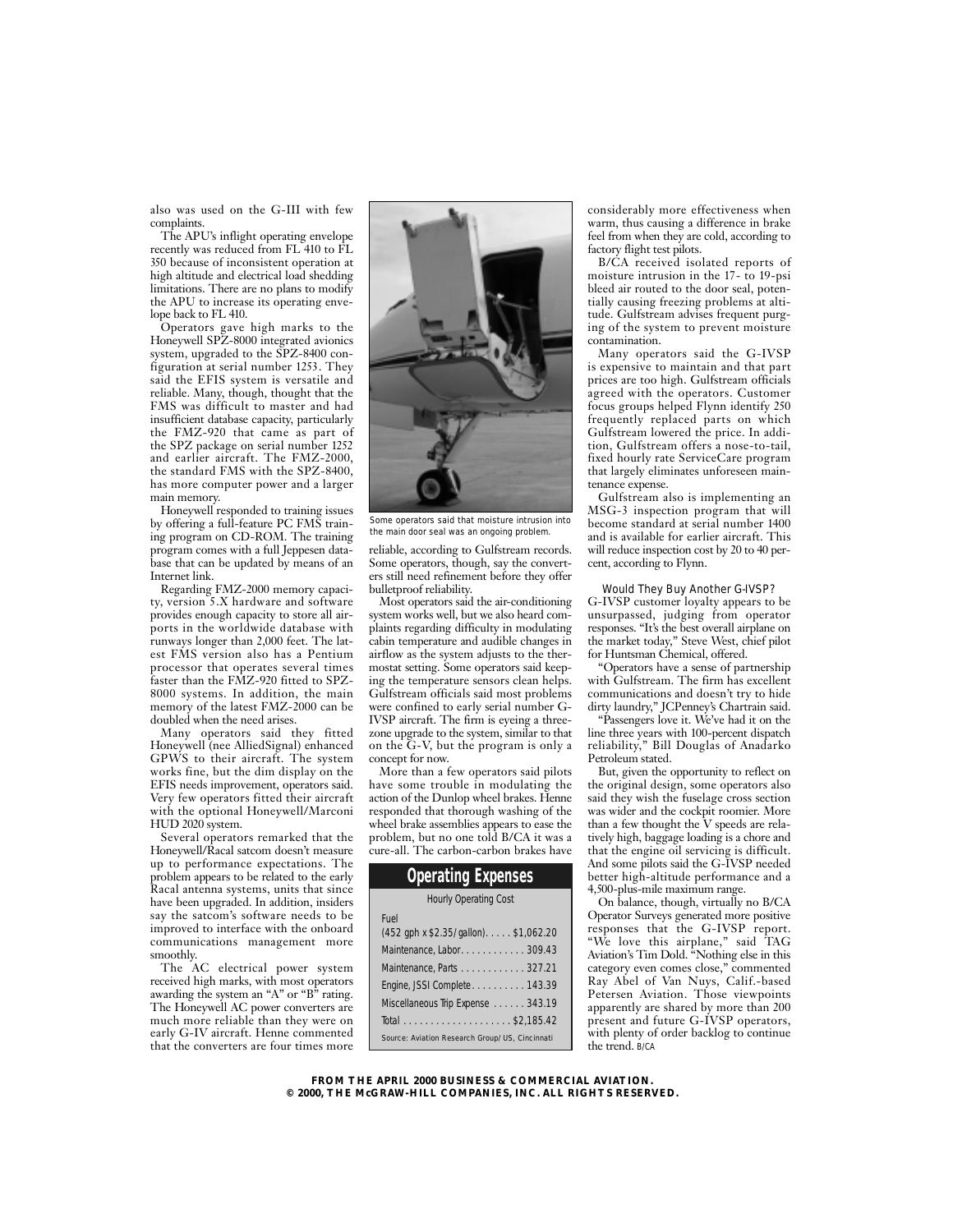also was used on the G-III with few complaints.

The APU's inflight operating envelope recently was reduced from FL 410 to FL 350 because of inconsistent operation at high altitude and electrical load shedding limitations. There are no plans to modify the APU to increase its operating envelope back to FL 410.

Operators gave high marks to the Honeywell SPZ-8000 integrated avionics system, upgraded to the SPZ-8400 configuration at serial number 1253. They said the EFIS system is versatile and reliable. Many, though, thought that the FMS was difficult to master and had insufficient database capacity, particularly the FMZ-920 that came as part of the SPZ package on serial number 1252 and earlier aircraft. The FMZ-2000, the standard FMS with the SPZ-8400, has more computer power and a larger main memory.

Honeywell responded to training issues by offering a full-feature PC FMS training program on CD-ROM. The training program comes with a full Jeppesen database that can be updated by means of an Internet link.

Regarding FMZ-2000 memory capacity, version 5.X hardware and software provides enough capacity to store all airports in the worldwide database with runways longer than 2,000 feet. The latest FMS version also has a Pentium processor that operates several times faster than the FMZ-920 fitted to SPZ-8000 systems. In addition, the main memory of the latest FMZ-2000 can be doubled when the need arises.

Many operators said they fitted Honeywell (nee AlliedSignal) enhanced GPWS to their aircraft. The system works fine, but the dim display on the EFIS needs improvement, operators said. Very few operators fitted their aircraft with the optional Honeywell/Marconi HUD 2020 system.

Several operators remarked that the Honeywell/Racal satcom doesn't measure up to performance expectations. The problem appears to be related to the early Racal antenna systems, units that since have been upgraded. In addition, insiders say the satcom's software needs to be improved to interface with the onboard communications management more smoothly.

The AC electrical power system received high marks, with most operators awarding the system an "A" or "B" rating. The Honeywell AC power converters are much more reliable than they were on early G-IV aircraft. Henne commented that the converters are four times more reliable, according to Gulfstream records. Some operators, though, say the converters still need refinement before they offer bulletproof reliability.

Some operators said that moisture intrusion into the main door seal was an ongoing problem.

Most operators said the air-conditioning system works well, but we also heard complaints regarding difficulty in modulating cabin temperature and audible changes in airflow as the system adjusts to the thermostat setting. Some operators said keeping the temperature sensors clean helps. Gulfstream officials said most problems were confined to early serial number G-IVSP aircraft. The firm is eyeing a three-zone upgrade to the system, similar to that on the G-V, but the program is only a concept for now.

More than a few operators said pilots have some trouble in modulating the action of the Dunlop wheel brakes. Henne responded that thorough washing of the wheel brake assemblies appears to ease the problem, but no one told B/CA it was a cure-all. The carbon-carbon brakes have considerably more effectiveness when warm, thus causing a difference in brake feel from when they are cold, according to factory flight test pilots.

### Operating Expenses

Hourly Operating Cost

| | |
|---|---|
| Fuel (452 gph x $2.35/gallon) | $1,062.20 |
| Maintenance, Labor | 309.43 |
| Maintenance, Parts | 327.21 |
| Engine, JSSI Complete | 143.39 |
| Miscellaneous Trip Expense | 343.19 |
| Total | $2,185.42 |

Source: Aviation Research Group/US, Cincinnati

B/CA received isolated reports of moisture intrusion in the 17- to 19-psi bleed air routed to the door seal, potentially causing freezing problems at altitude. Gulfstream advises frequent purging of the system to prevent moisture contamination.

Many operators said the G-IVSP is expensive to maintain and that part prices are too high. Gulfstream officials agreed with the operators. Customer focus groups helped Flynn identify 250 frequently replaced parts on which Gulfstream lowered the price. In addition, Gulfstream offers a nose-to-tail, fixed hourly rate ServiceCare program that largely eliminates unforeseen maintenance expense.

Gulfstream also is implementing an MSG-3 inspection program that will become standard at serial number 1400 and is available for earlier aircraft. This will reduce inspection cost by 20 to 40 percent, according to Flynn.

### Would They Buy Another G-IVSP?

G-IVSP customer loyalty appears to be unsurpassed, judging from operator responses. "It's the best overall airplane on the market today," Steve West, chief pilot for Huntsman Chemical, offered.

"Operators have a sense of partnership with Gulfstream. The firm has excellent communications and doesn't try to hide dirty laundry," JCPenney's Chartrain said.

"Passengers love it. We've had it on the line three years with 100-percent dispatch reliability," Bill Douglas of Anadarko Petroleum stated.

But, given the opportunity to reflect on the original design, some operators also said they wish the fuselage cross section was wider and the cockpit roomier. More than a few thought the V speeds are relatively high, baggage loading is a chore and that the engine oil servicing is difficult. And some pilots said the G-IVSP needed better high-altitude performance and a 4,500-plus-mile maximum range.

On balance, though, virtually no B/CA Operator Surveys generated more positive responses that the G-IVSP report. "We love this airplane," said TAG Aviation's Tim Dold. "Nothing else in this category even comes close," commented Ray Abel of Van Nuys, Calif.-based Petersen Aviation. Those viewpoints apparently are shared by more than 200 present and future G-IVSP operators, with plenty of order backlog to continue the trend. B/CA

**FROM THE APRIL 2000 BUSINESS & COMMERCIAL AVIATION.**
**© 2000, THE McGRAW-HILL COMPANIES, INC. ALL RIGHTS RESERVED.**